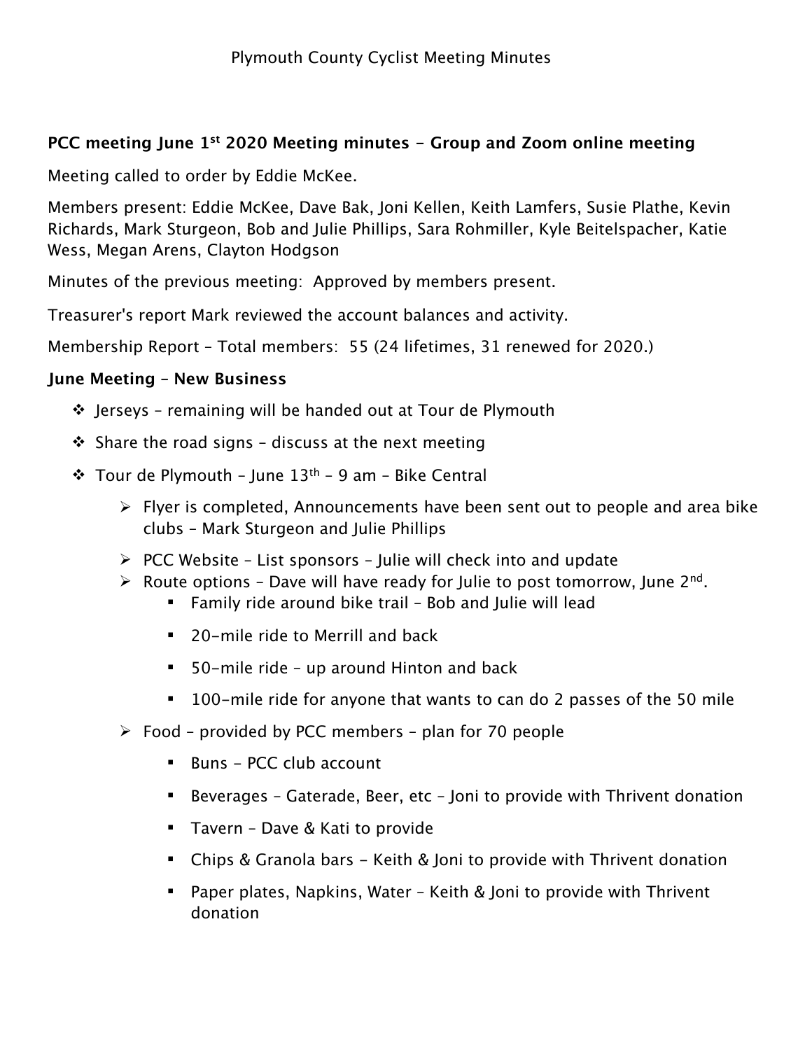Plymouth County Cyclist Meeting Minutes

**PCC meeting June 1st 2020 Meeting minutes - Group and Zoom online meeting**

Meeting called to order by Eddie McKee.

Members present: Eddie McKee, Dave Bak, Joni Kellen, Keith Lamfers, Susie Plathe, Kevin Richards, Mark Sturgeon, Bob and Julie Phillips, Sara Rohmiller, Kyle Beitelspacher, Katie Wess, Megan Arens, Clayton Hodgson

Minutes of the previous meeting: Approved by members present.

Treasurer's report Mark reviewed the account balances and activity.

Membership Report – Total members: 55 (24 lifetimes, 31 renewed for 2020.)

**June Meeting – New Business**

- Jerseys – remaining will be handed out at Tour de Plymouth
- Share the road signs – discuss at the next meeting
- Tour de Plymouth – June 13th – 9 am – Bike Central
  - Flyer is completed, Announcements have been sent out to people and area bike clubs – Mark Sturgeon and Julie Phillips
  - PCC Website – List sponsors – Julie will check into and update
  - Route options – Dave will have ready for Julie to post tomorrow, June 2nd.
    - Family ride around bike trail – Bob and Julie will lead
    - 20-mile ride to Merrill and back
    - 50-mile ride – up around Hinton and back
    - 100-mile ride for anyone that wants to can do 2 passes of the 50 mile
  - Food – provided by PCC members – plan for 70 people
    - Buns - PCC club account
    - Beverages – Gaterade, Beer, etc – Joni to provide with Thrivent donation
    - Tavern – Dave & Kati to provide
    - Chips & Granola bars - Keith & Joni to provide with Thrivent donation
    - Paper plates, Napkins, Water – Keith & Joni to provide with Thrivent donation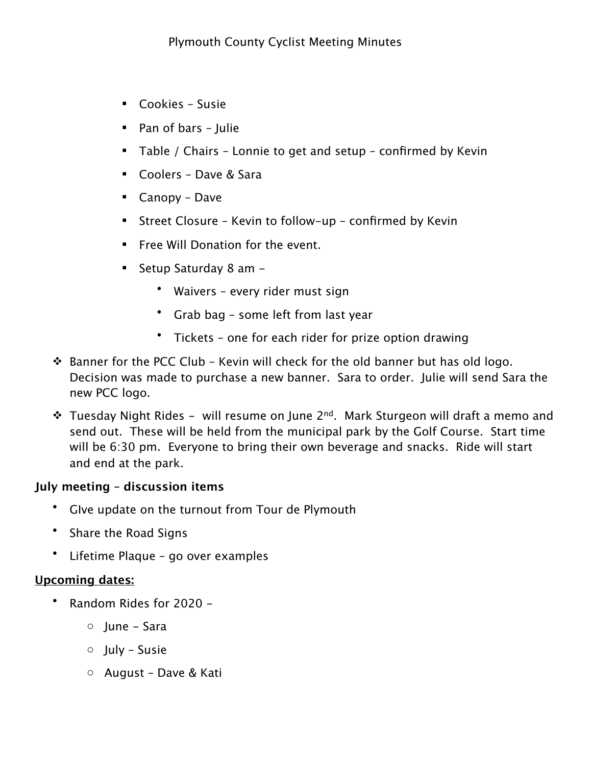Plymouth County Cyclist Meeting Minutes

        - Cookies – Susie
        - Pan of bars – Julie
        - Table / Chairs – Lonnie to get and setup – confirmed by Kevin
        - Coolers – Dave & Sara
        - Canopy – Dave
        - Street Closure – Kevin to follow-up – confirmed by Kevin
        - Free Will Donation for the event.
        - Setup Saturday 8 am –
            - Waivers – every rider must sign
            - Grab bag – some left from last year
            - Tickets – one for each rider for prize option drawing

- Banner for the PCC Club – Kevin will check for the old banner but has old logo. Decision was made to purchase a new banner. Sara to order. Julie will send Sara the new PCC logo.
- Tuesday Night Rides – will resume on June 2nd. Mark Sturgeon will draft a memo and send out. These will be held from the municipal park by the Golf Course. Start time will be 6:30 pm. Everyone to bring their own beverage and snacks. Ride will start and end at the park.

**July meeting – discussion items**

- GIve update on the turnout from Tour de Plymouth
- Share the Road Signs
- Lifetime Plaque – go over examples

**Upcoming dates:**

- Random Rides for 2020 –
    - June – Sara
    - July – Susie
    - August – Dave & Kati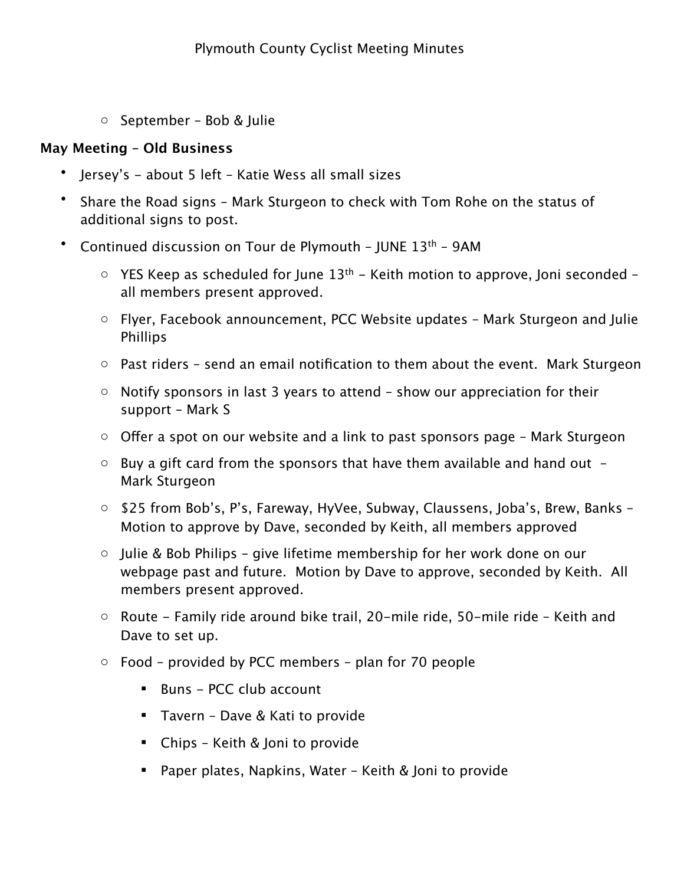- September – Bob & Julie

**May Meeting – Old Business**

- Jersey's – about 5 left – Katie Wess all small sizes
- Share the Road signs – Mark Sturgeon to check with Tom Rohe on the status of additional signs to post.
- Continued discussion on Tour de Plymouth – JUNE 13th – 9AM
    - YES Keep as scheduled for June 13th – Keith motion to approve, Joni seconded – all members present approved.
    - Flyer, Facebook announcement, PCC Website updates – Mark Sturgeon and Julie Phillips
    - Past riders – send an email notification to them about the event. Mark Sturgeon
    - Notify sponsors in last 3 years to attend – show our appreciation for their support – Mark S
    - Offer a spot on our website and a link to past sponsors page – Mark Sturgeon
    - Buy a gift card from the sponsors that have them available and hand out – Mark Sturgeon
    - $25 from Bob's, P's, Fareway, HyVee, Subway, Claussens, Joba's, Brew, Banks – Motion to approve by Dave, seconded by Keith, all members approved
    - Julie & Bob Philips – give lifetime membership for her work done on our webpage past and future. Motion by Dave to approve, seconded by Keith. All members present approved.
    - Route – Family ride around bike trail, 20-mile ride, 50-mile ride – Keith and Dave to set up.
    - Food – provided by PCC members – plan for 70 people
        - Buns – PCC club account
        - Tavern – Dave & Kati to provide
        - Chips – Keith & Joni to provide
        - Paper plates, Napkins, Water – Keith & Joni to provide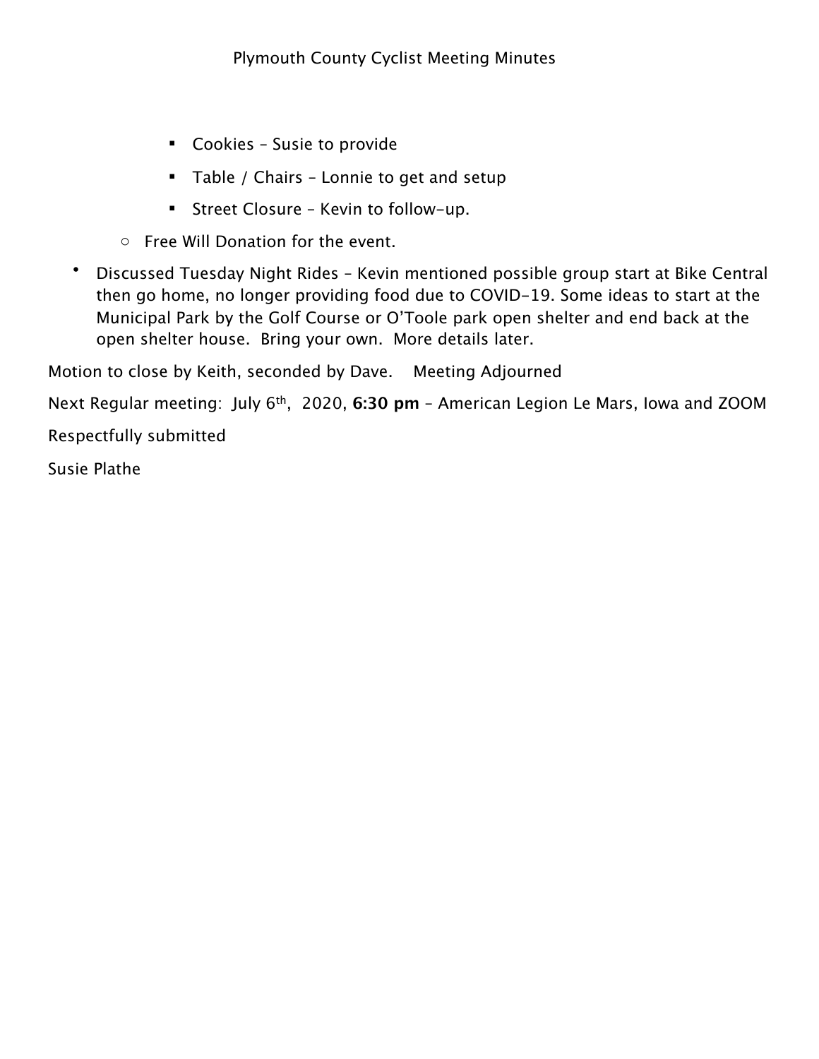- Cookies – Susie to provide
      - Table / Chairs – Lonnie to get and setup
      - Street Closure – Kevin to follow-up.
    - Free Will Donation for the event.
- Discussed Tuesday Night Rides – Kevin mentioned possible group start at Bike Central then go home, no longer providing food due to COVID-19. Some ideas to start at the Municipal Park by the Golf Course or O'Toole park open shelter and end back at the open shelter house. Bring your own. More details later.

Motion to close by Keith, seconded by Dave. Meeting Adjourned

Next Regular meeting: July 6th, 2020, **6:30 pm** – American Legion Le Mars, Iowa and ZOOM

Respectfully submitted

Susie Plathe